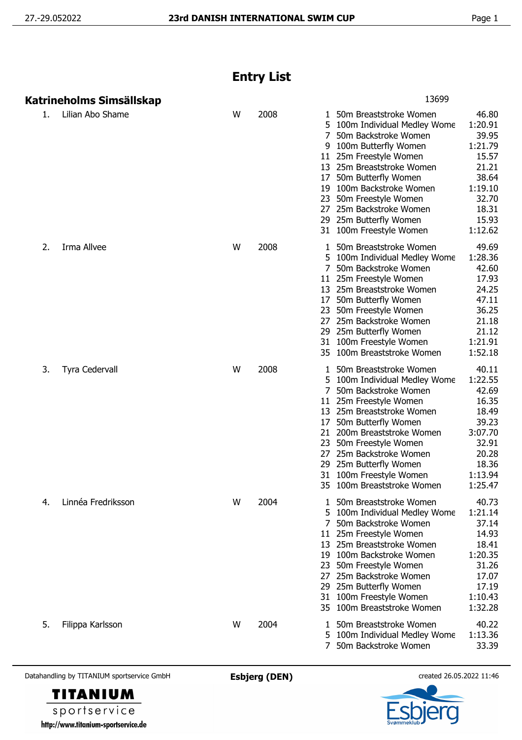# Entry List

## Katrineholms Simsällskap

13699

| No. | Name | Sex | Year | Event | Event Name | Entry Time |
|---|---|---|---|---|---|---|
| 1. | Lilian Abo Shame | W | 2008 | 1 | 50m Breaststroke Women | 46.80 |
| | | | | 5 | 100m Individual Medley Wome | 1:20.91 |
| | | | | 7 | 50m Backstroke Women | 39.95 |
| | | | | 9 | 100m Butterfly Women | 1:21.79 |
| | | | | 11 | 25m Freestyle Women | 15.57 |
| | | | | 13 | 25m Breaststroke Women | 21.21 |
| | | | | 17 | 50m Butterfly Women | 38.64 |
| | | | | 19 | 100m Backstroke Women | 1:19.10 |
| | | | | 23 | 50m Freestyle Women | 32.70 |
| | | | | 27 | 25m Backstroke Women | 18.31 |
| | | | | 29 | 25m Butterfly Women | 15.93 |
| | | | | 31 | 100m Freestyle Women | 1:12.62 |
| 2. | Irma Allvee | W | 2008 | 1 | 50m Breaststroke Women | 49.69 |
| | | | | 5 | 100m Individual Medley Wome | 1:28.36 |
| | | | | 7 | 50m Backstroke Women | 42.60 |
| | | | | 11 | 25m Freestyle Women | 17.93 |
| | | | | 13 | 25m Breaststroke Women | 24.25 |
| | | | | 17 | 50m Butterfly Women | 47.11 |
| | | | | 23 | 50m Freestyle Women | 36.25 |
| | | | | 27 | 25m Backstroke Women | 21.18 |
| | | | | 29 | 25m Butterfly Women | 21.12 |
| | | | | 31 | 100m Freestyle Women | 1:21.91 |
| | | | | 35 | 100m Breaststroke Women | 1:52.18 |
| 3. | Tyra Cedervall | W | 2008 | 1 | 50m Breaststroke Women | 40.11 |
| | | | | 5 | 100m Individual Medley Wome | 1:22.55 |
| | | | | 7 | 50m Backstroke Women | 42.69 |
| | | | | 11 | 25m Freestyle Women | 16.35 |
| | | | | 13 | 25m Breaststroke Women | 18.49 |
| | | | | 17 | 50m Butterfly Women | 39.23 |
| | | | | 21 | 200m Breaststroke Women | 3:07.70 |
| | | | | 23 | 50m Freestyle Women | 32.91 |
| | | | | 27 | 25m Backstroke Women | 20.28 |
| | | | | 29 | 25m Butterfly Women | 18.36 |
| | | | | 31 | 100m Freestyle Women | 1:13.94 |
| | | | | 35 | 100m Breaststroke Women | 1:25.47 |
| 4. | Linnéa Fredriksson | W | 2004 | 1 | 50m Breaststroke Women | 40.73 |
| | | | | 5 | 100m Individual Medley Wome | 1:21.14 |
| | | | | 7 | 50m Backstroke Women | 37.14 |
| | | | | 11 | 25m Freestyle Women | 14.93 |
| | | | | 13 | 25m Breaststroke Women | 18.41 |
| | | | | 19 | 100m Backstroke Women | 1:20.35 |
| | | | | 23 | 50m Freestyle Women | 31.26 |
| | | | | 27 | 25m Backstroke Women | 17.07 |
| | | | | 29 | 25m Butterfly Women | 17.19 |
| | | | | 31 | 100m Freestyle Women | 1:10.43 |
| | | | | 35 | 100m Breaststroke Women | 1:32.28 |
| 5. | Filippa Karlsson | W | 2004 | 1 | 50m Breaststroke Women | 40.22 |
| | | | | 5 | 100m Individual Medley Wome | 1:13.36 |
| | | | | 7 | 50m Backstroke Women | 33.39 |

Datahandling by TITANIUM sportservice GmbH — Esbjerg (DEN) — created 26.05.2022 11:46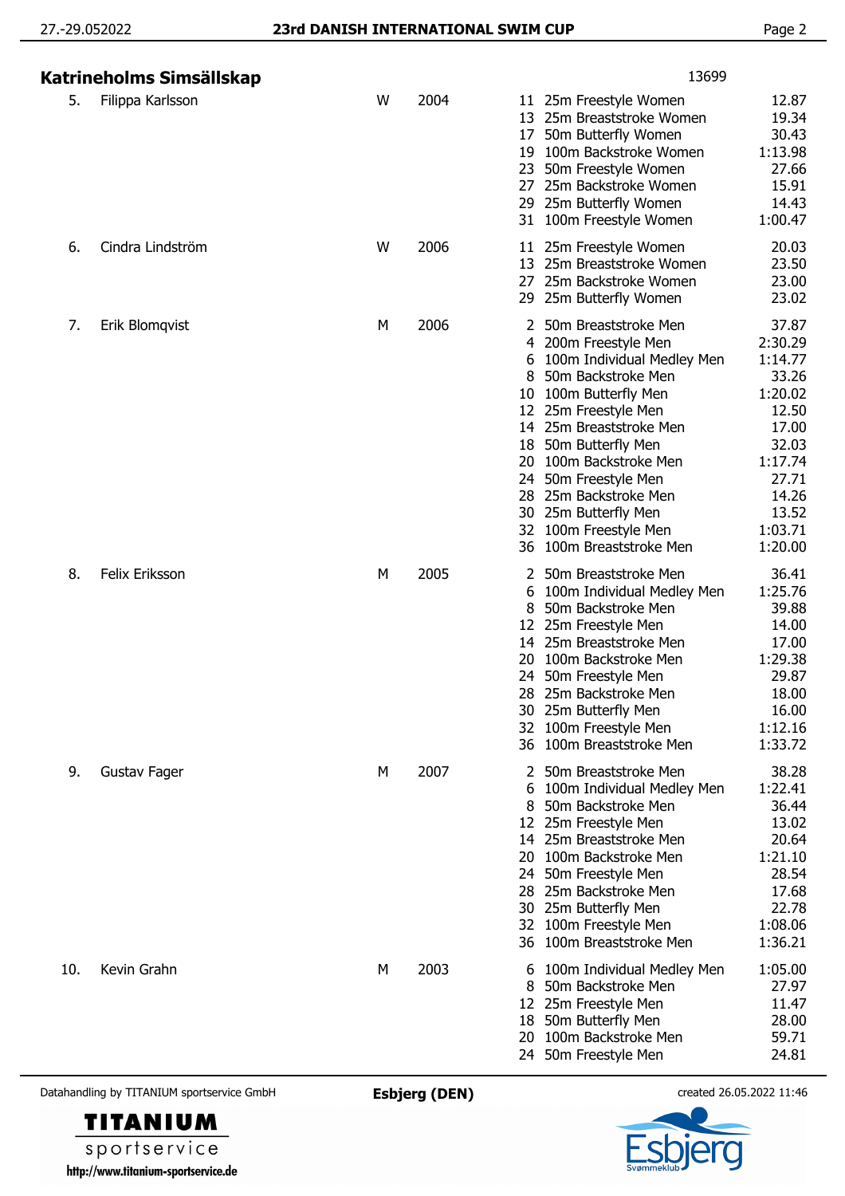## Katrineholms Simsällskap

13699

| No. | Name | Sex | Year | Event | Event name | Time |
|---|---|---|---|---|---|---|
| 5. | Filippa Karlsson | W | 2004 | 11 | 25m Freestyle Women | 12.87 |
| | | | | 13 | 25m Breaststroke Women | 19.34 |
| | | | | 17 | 50m Butterfly Women | 30.43 |
| | | | | 19 | 100m Backstroke Women | 1:13.98 |
| | | | | 23 | 50m Freestyle Women | 27.66 |
| | | | | 27 | 25m Backstroke Women | 15.91 |
| | | | | 29 | 25m Butterfly Women | 14.43 |
| | | | | 31 | 100m Freestyle Women | 1:00.47 |
| 6. | Cindra Lindström | W | 2006 | 11 | 25m Freestyle Women | 20.03 |
| | | | | 13 | 25m Breaststroke Women | 23.50 |
| | | | | 27 | 25m Backstroke Women | 23.00 |
| | | | | 29 | 25m Butterfly Women | 23.02 |
| 7. | Erik Blomqvist | M | 2006 | 2 | 50m Breaststroke Men | 37.87 |
| | | | | 4 | 200m Freestyle Men | 2:30.29 |
| | | | | 6 | 100m Individual Medley Men | 1:14.77 |
| | | | | 8 | 50m Backstroke Men | 33.26 |
| | | | | 10 | 100m Butterfly Men | 1:20.02 |
| | | | | 12 | 25m Freestyle Men | 12.50 |
| | | | | 14 | 25m Breaststroke Men | 17.00 |
| | | | | 18 | 50m Butterfly Men | 32.03 |
| | | | | 20 | 100m Backstroke Men | 1:17.74 |
| | | | | 24 | 50m Freestyle Men | 27.71 |
| | | | | 28 | 25m Backstroke Men | 14.26 |
| | | | | 30 | 25m Butterfly Men | 13.52 |
| | | | | 32 | 100m Freestyle Men | 1:03.71 |
| | | | | 36 | 100m Breaststroke Men | 1:20.00 |
| 8. | Felix Eriksson | M | 2005 | 2 | 50m Breaststroke Men | 36.41 |
| | | | | 6 | 100m Individual Medley Men | 1:25.76 |
| | | | | 8 | 50m Backstroke Men | 39.88 |
| | | | | 12 | 25m Freestyle Men | 14.00 |
| | | | | 14 | 25m Breaststroke Men | 17.00 |
| | | | | 20 | 100m Backstroke Men | 1:29.38 |
| | | | | 24 | 50m Freestyle Men | 29.87 |
| | | | | 28 | 25m Backstroke Men | 18.00 |
| | | | | 30 | 25m Butterfly Men | 16.00 |
| | | | | 32 | 100m Freestyle Men | 1:12.16 |
| | | | | 36 | 100m Breaststroke Men | 1:33.72 |
| 9. | Gustav Fager | M | 2007 | 2 | 50m Breaststroke Men | 38.28 |
| | | | | 6 | 100m Individual Medley Men | 1:22.41 |
| | | | | 8 | 50m Backstroke Men | 36.44 |
| | | | | 12 | 25m Freestyle Men | 13.02 |
| | | | | 14 | 25m Breaststroke Men | 20.64 |
| | | | | 20 | 100m Backstroke Men | 1:21.10 |
| | | | | 24 | 50m Freestyle Men | 28.54 |
| | | | | 28 | 25m Backstroke Men | 17.68 |
| | | | | 30 | 25m Butterfly Men | 22.78 |
| | | | | 32 | 100m Freestyle Men | 1:08.06 |
| | | | | 36 | 100m Breaststroke Men | 1:36.21 |
| 10. | Kevin Grahn | M | 2003 | 6 | 100m Individual Medley Men | 1:05.00 |
| | | | | 8 | 50m Backstroke Men | 27.97 |
| | | | | 12 | 25m Freestyle Men | 11.47 |
| | | | | 18 | 50m Butterfly Men | 28.00 |
| | | | | 20 | 100m Backstroke Men | 59.71 |
| | | | | 24 | 50m Freestyle Men | 24.81 |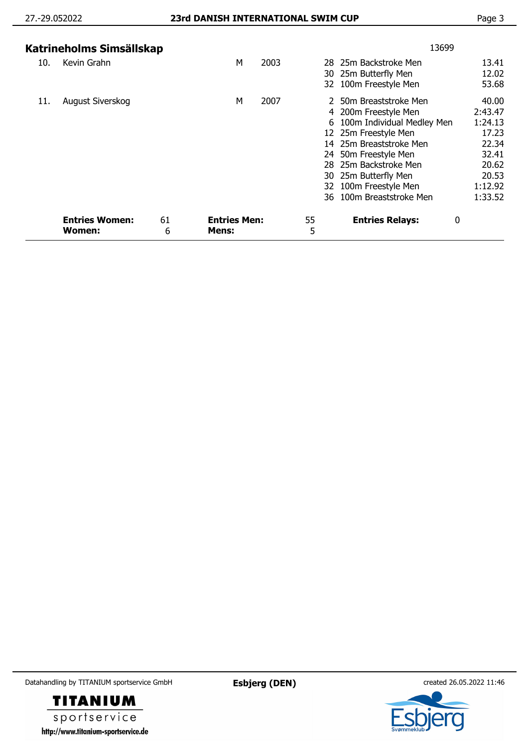## Katrineholms Simsällskap

13699

| | | | | | | |
|---|---|---|---|---|---|---|
| 10. | Kevin Grahn | M | 2003 | 28 | 25m Backstroke Men | 13.41 |
| | | | | 30 | 25m Butterfly Men | 12.02 |
| | | | | 32 | 100m Freestyle Men | 53.68 |
| 11. | August Siverskog | M | 2007 | 2 | 50m Breaststroke Men | 40.00 |
| | | | | 4 | 200m Freestyle Men | 2:43.47 |
| | | | | 6 | 100m Individual Medley Men | 1:24.13 |
| | | | | 12 | 25m Freestyle Men | 17.23 |
| | | | | 14 | 25m Breaststroke Men | 22.34 |
| | | | | 24 | 50m Freestyle Men | 32.41 |
| | | | | 28 | 25m Backstroke Men | 20.62 |
| | | | | 30 | 25m Butterfly Men | 20.53 |
| | | | | 32 | 100m Freestyle Men | 1:12.92 |
| | | | | 36 | 100m Breaststroke Men | 1:33.52 |

| | | | | | |
|---|---|---|---|---|---|
| **Entries Women:** | 61 | **Entries Men:** | 55 | **Entries Relays:** | 0 |
| **Women:** | 6 | **Mens:** | 5 | | |

Datahandling by TITANIUM sportservice GmbH

**Esbjerg (DEN)**

created 26.05.2022 11:46